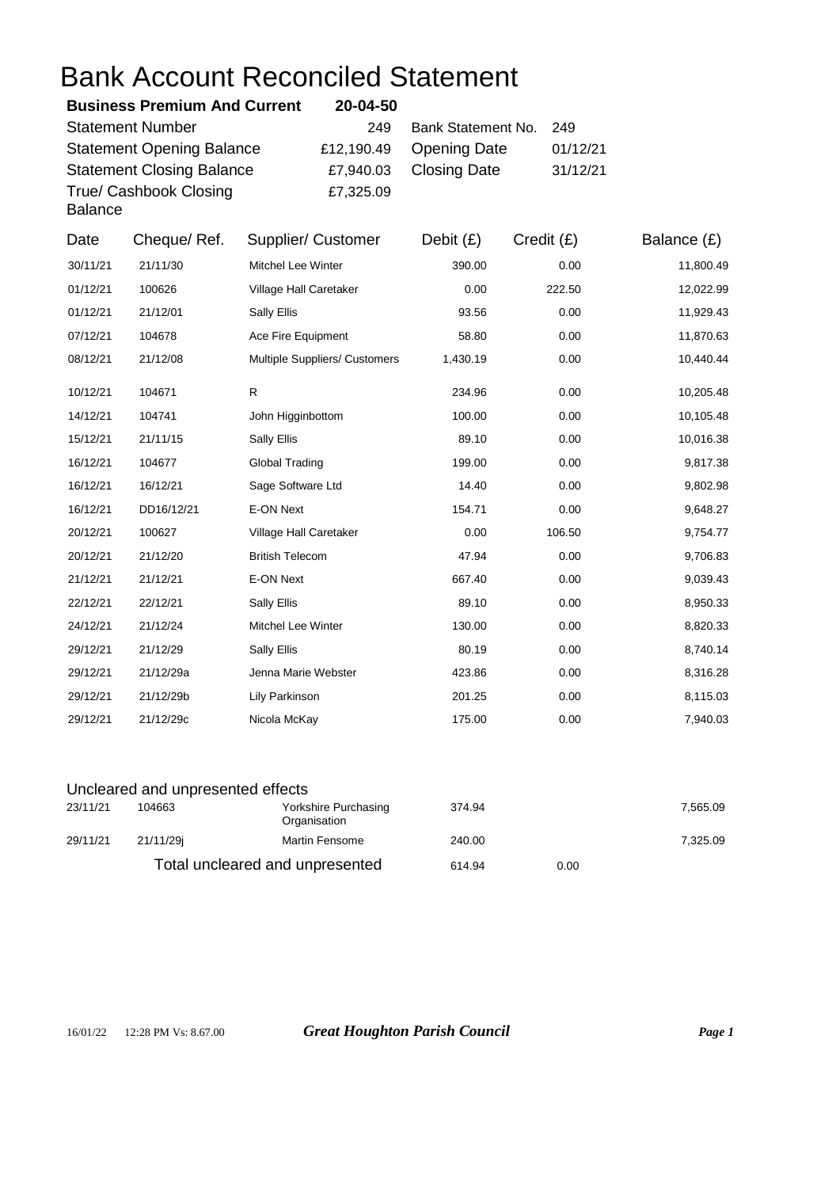# Bank Account Reconciled Statement

| **Business Premium And Current** | **20-04-50** | | |
|---|---|---|---|
| Statement Number | 249 | Bank Statement No. | 249 |
| Statement Opening Balance | £12,190.49 | Opening Date | 01/12/21 |
| Statement Closing Balance | £7,940.03 | Closing Date | 31/12/21 |
| True/ Cashbook Closing Balance | £7,325.09 | | |

| Date | Cheque/ Ref. | Supplier/ Customer | Debit (£) | Credit (£) | Balance (£) |
|---|---|---|---|---|---|
| 30/11/21 | 21/11/30 | Mitchel Lee Winter | 390.00 | 0.00 | 11,800.49 |
| 01/12/21 | 100626 | Village Hall Caretaker | 0.00 | 222.50 | 12,022.99 |
| 01/12/21 | 21/12/01 | Sally Ellis | 93.56 | 0.00 | 11,929.43 |
| 07/12/21 | 104678 | Ace Fire Equipment | 58.80 | 0.00 | 11,870.63 |
| 08/12/21 | 21/12/08 | Multiple Suppliers/ Customers | 1,430.19 | 0.00 | 10,440.44 |
| 10/12/21 | 104671 | R | 234.96 | 0.00 | 10,205.48 |
| 14/12/21 | 104741 | John Higginbottom | 100.00 | 0.00 | 10,105.48 |
| 15/12/21 | 21/11/15 | Sally Ellis | 89.10 | 0.00 | 10,016.38 |
| 16/12/21 | 104677 | Global Trading | 199.00 | 0.00 | 9,817.38 |
| 16/12/21 | 16/12/21 | Sage Software Ltd | 14.40 | 0.00 | 9,802.98 |
| 16/12/21 | DD16/12/21 | E-ON Next | 154.71 | 0.00 | 9,648.27 |
| 20/12/21 | 100627 | Village Hall Caretaker | 0.00 | 106.50 | 9,754.77 |
| 20/12/21 | 21/12/20 | British Telecom | 47.94 | 0.00 | 9,706.83 |
| 21/12/21 | 21/12/21 | E-ON Next | 667.40 | 0.00 | 9,039.43 |
| 22/12/21 | 22/12/21 | Sally Ellis | 89.10 | 0.00 | 8,950.33 |
| 24/12/21 | 21/12/24 | Mitchel Lee Winter | 130.00 | 0.00 | 8,820.33 |
| 29/12/21 | 21/12/29 | Sally Ellis | 80.19 | 0.00 | 8,740.14 |
| 29/12/21 | 21/12/29a | Jenna Marie Webster | 423.86 | 0.00 | 8,316.28 |
| 29/12/21 | 21/12/29b | Lily Parkinson | 201.25 | 0.00 | 8,115.03 |
| 29/12/21 | 21/12/29c | Nicola McKay | 175.00 | 0.00 | 7,940.03 |

## Uncleared and unpresented effects

| Date | Cheque/ Ref. | Supplier/ Customer | Debit (£) | Credit (£) | Balance (£) |
|---|---|---|---|---|---|
| 23/11/21 | 104663 | Yorkshire Purchasing Organisation | 374.94 | | 7,565.09 |
| 29/11/21 | 21/11/29j | Martin Fensome | 240.00 | | 7,325.09 |
| | | Total uncleared and unpresented | 614.94 | 0.00 | |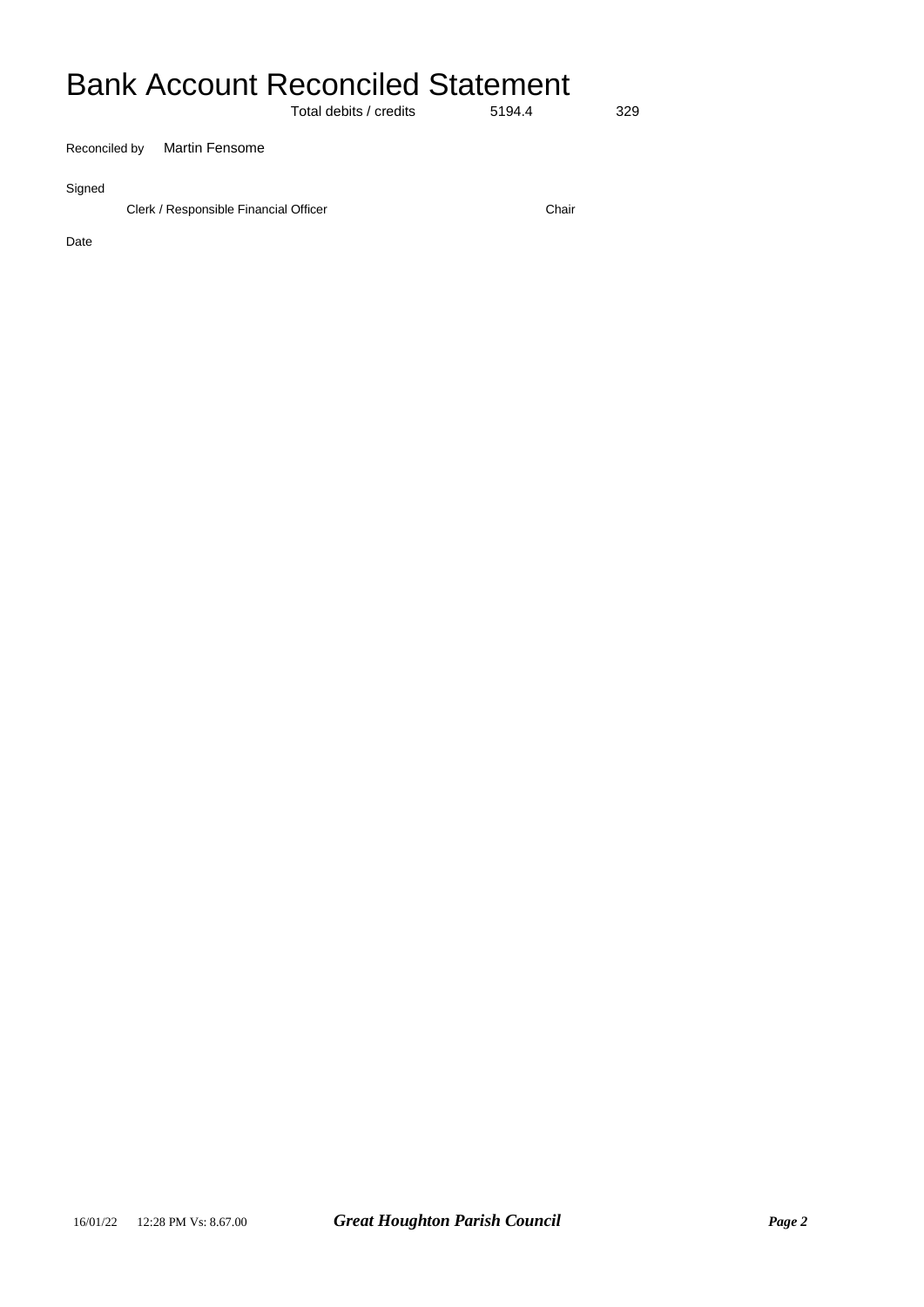# Bank Account Reconciled Statement

| | | |
|---|---|---|
| Total debits / credits | 5194.4 | 329 |

Reconciled by Martin Fensome

Signed

Clerk / Responsible Financial Officer

Chair

Date